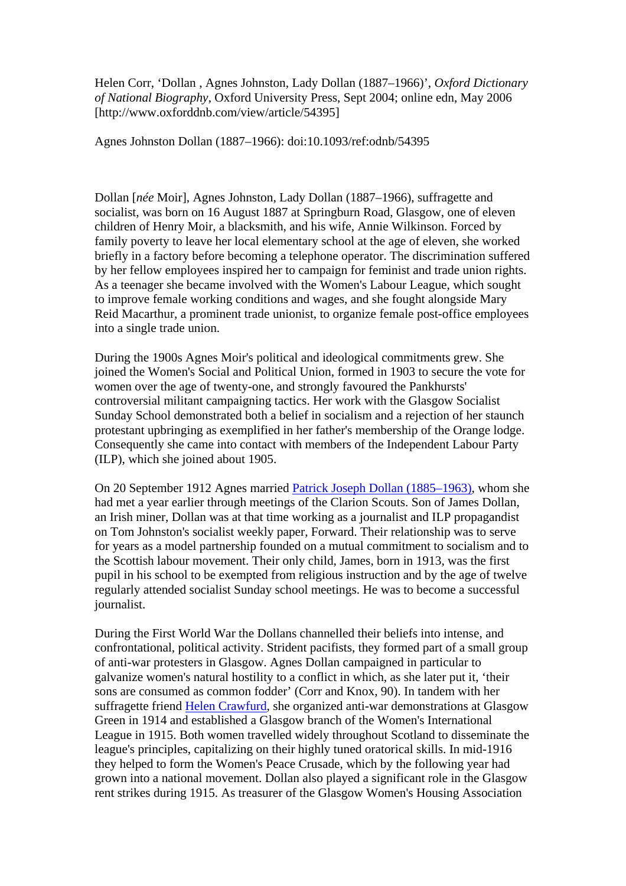Helen Corr, 'Dollan , Agnes Johnston, Lady Dollan (1887–1966)', *Oxford Dictionary of National Biography*, Oxford University Press, Sept 2004; online edn, May 2006 [http://www.oxforddnb.com/view/article/54395]

Agnes Johnston Dollan (1887–1966): doi:10.1093/ref:odnb/54395

Dollan [*née* Moir], Agnes Johnston, Lady Dollan (1887–1966), suffragette and socialist, was born on 16 August 1887 at Springburn Road, Glasgow, one of eleven children of Henry Moir, a blacksmith, and his wife, Annie Wilkinson. Forced by family poverty to leave her local elementary school at the age of eleven, she worked briefly in a factory before becoming a telephone operator. The discrimination suffered by her fellow employees inspired her to campaign for feminist and trade union rights. As a teenager she became involved with the Women's Labour League, which sought to improve female working conditions and wages, and she fought alongside Mary Reid Macarthur, a prominent trade unionist, to organize female post-office employees into a single trade union.

During the 1900s Agnes Moir's political and ideological commitments grew. She joined the Women's Social and Political Union, formed in 1903 to secure the vote for women over the age of twenty-one, and strongly favoured the Pankhursts' controversial militant campaigning tactics. Her work with the Glasgow Socialist Sunday School demonstrated both a belief in socialism and a rejection of her staunch protestant upbringing as exemplified in her father's membership of the Orange lodge. Consequently she came into contact with members of the Independent Labour Party (ILP), which she joined about 1905.

On 20 September 1912 Agnes married Patrick Joseph Dollan (1885–1963), whom she had met a year earlier through meetings of the Clarion Scouts. Son of James Dollan, an Irish miner, Dollan was at that time working as a journalist and ILP propagandist on Tom Johnston's socialist weekly paper, Forward. Their relationship was to serve for years as a model partnership founded on a mutual commitment to socialism and to the Scottish labour movement. Their only child, James, born in 1913, was the first pupil in his school to be exempted from religious instruction and by the age of twelve regularly attended socialist Sunday school meetings. He was to become a successful journalist.

During the First World War the Dollans channelled their beliefs into intense, and confrontational, political activity. Strident pacifists, they formed part of a small group of anti-war protesters in Glasgow. Agnes Dollan campaigned in particular to galvanize women's natural hostility to a conflict in which, as she later put it, 'their sons are consumed as common fodder' (Corr and Knox, 90). In tandem with her suffragette friend Helen Crawfurd, she organized anti-war demonstrations at Glasgow Green in 1914 and established a Glasgow branch of the Women's International League in 1915. Both women travelled widely throughout Scotland to disseminate the league's principles, capitalizing on their highly tuned oratorical skills. In mid-1916 they helped to form the Women's Peace Crusade, which by the following year had grown into a national movement. Dollan also played a significant role in the Glasgow rent strikes during 1915. As treasurer of the Glasgow Women's Housing Association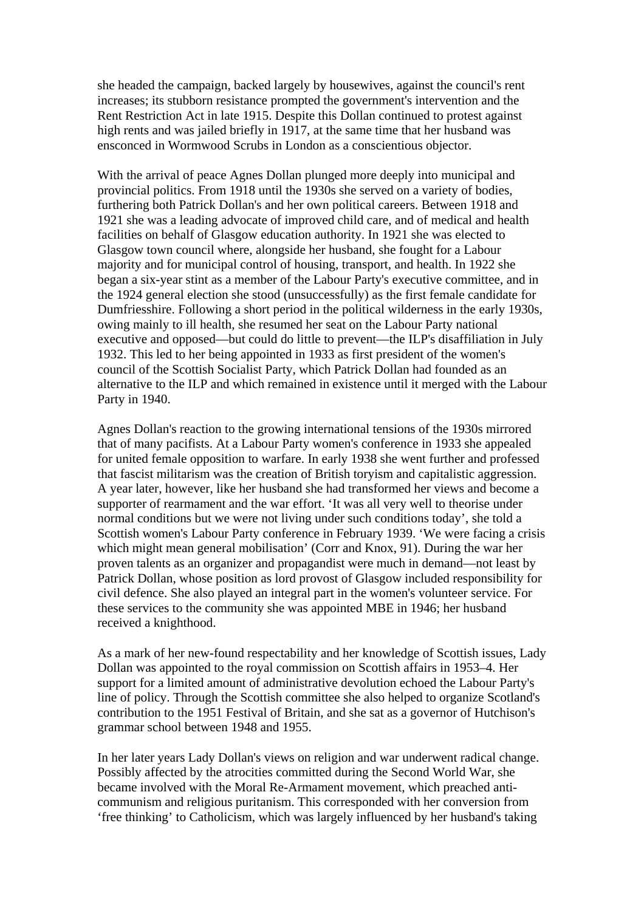she headed the campaign, backed largely by housewives, against the council's rent increases; its stubborn resistance prompted the government's intervention and the Rent Restriction Act in late 1915. Despite this Dollan continued to protest against high rents and was jailed briefly in 1917, at the same time that her husband was ensconced in Wormwood Scrubs in London as a conscientious objector.

With the arrival of peace Agnes Dollan plunged more deeply into municipal and provincial politics. From 1918 until the 1930s she served on a variety of bodies, furthering both Patrick Dollan's and her own political careers. Between 1918 and 1921 she was a leading advocate of improved child care, and of medical and health facilities on behalf of Glasgow education authority. In 1921 she was elected to Glasgow town council where, alongside her husband, she fought for a Labour majority and for municipal control of housing, transport, and health. In 1922 she began a six-year stint as a member of the Labour Party's executive committee, and in the 1924 general election she stood (unsuccessfully) as the first female candidate for Dumfriesshire. Following a short period in the political wilderness in the early 1930s, owing mainly to ill health, she resumed her seat on the Labour Party national executive and opposed—but could do little to prevent—the ILP's disaffiliation in July 1932. This led to her being appointed in 1933 as first president of the women's council of the Scottish Socialist Party, which Patrick Dollan had founded as an alternative to the ILP and which remained in existence until it merged with the Labour Party in 1940.

Agnes Dollan's reaction to the growing international tensions of the 1930s mirrored that of many pacifists. At a Labour Party women's conference in 1933 she appealed for united female opposition to warfare. In early 1938 she went further and professed that fascist militarism was the creation of British toryism and capitalistic aggression. A year later, however, like her husband she had transformed her views and become a supporter of rearmament and the war effort. 'It was all very well to theorise under normal conditions but we were not living under such conditions today', she told a Scottish women's Labour Party conference in February 1939. 'We were facing a crisis which might mean general mobilisation' (Corr and Knox, 91). During the war her proven talents as an organizer and propagandist were much in demand—not least by Patrick Dollan, whose position as lord provost of Glasgow included responsibility for civil defence. She also played an integral part in the women's volunteer service. For these services to the community she was appointed MBE in 1946; her husband received a knighthood.

As a mark of her new-found respectability and her knowledge of Scottish issues, Lady Dollan was appointed to the royal commission on Scottish affairs in 1953–4. Her support for a limited amount of administrative devolution echoed the Labour Party's line of policy. Through the Scottish committee she also helped to organize Scotland's contribution to the 1951 Festival of Britain, and she sat as a governor of Hutchison's grammar school between 1948 and 1955.

In her later years Lady Dollan's views on religion and war underwent radical change. Possibly affected by the atrocities committed during the Second World War, she became involved with the Moral Re-Armament movement, which preached anti-communism and religious puritanism. This corresponded with her conversion from 'free thinking' to Catholicism, which was largely influenced by her husband's taking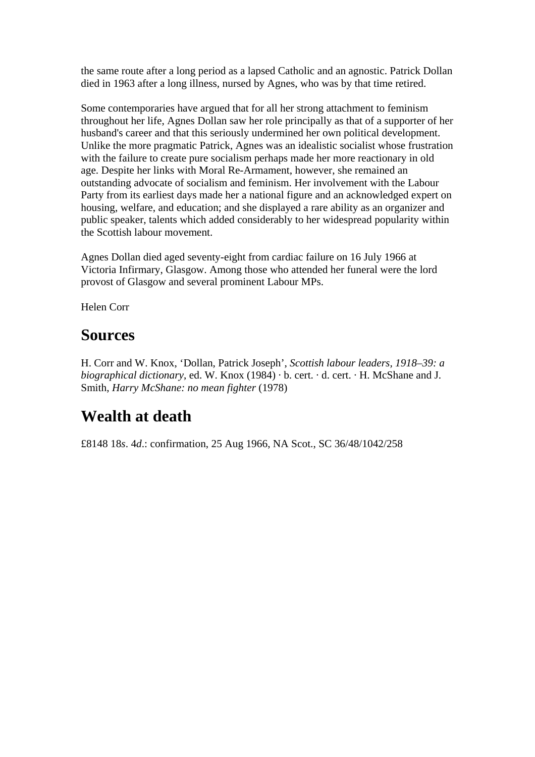the same route after a long period as a lapsed Catholic and an agnostic. Patrick Dollan died in 1963 after a long illness, nursed by Agnes, who was by that time retired.

Some contemporaries have argued that for all her strong attachment to feminism throughout her life, Agnes Dollan saw her role principally as that of a supporter of her husband's career and that this seriously undermined her own political development. Unlike the more pragmatic Patrick, Agnes was an idealistic socialist whose frustration with the failure to create pure socialism perhaps made her more reactionary in old age. Despite her links with Moral Re-Armament, however, she remained an outstanding advocate of socialism and feminism. Her involvement with the Labour Party from its earliest days made her a national figure and an acknowledged expert on housing, welfare, and education; and she displayed a rare ability as an organizer and public speaker, talents which added considerably to her widespread popularity within the Scottish labour movement.

Agnes Dollan died aged seventy-eight from cardiac failure on 16 July 1966 at Victoria Infirmary, Glasgow. Among those who attended her funeral were the lord provost of Glasgow and several prominent Labour MPs.

Helen Corr

## Sources

H. Corr and W. Knox, ‘Dollan, Patrick Joseph’, *Scottish labour leaders, 1918–39: a biographical dictionary*, ed. W. Knox (1984) · b. cert. · d. cert. · H. McShane and J. Smith, *Harry McShane: no mean fighter* (1978)

## Wealth at death

£8148 18*s*. 4*d*.: confirmation, 25 Aug 1966, NA Scot., SC 36/48/1042/258